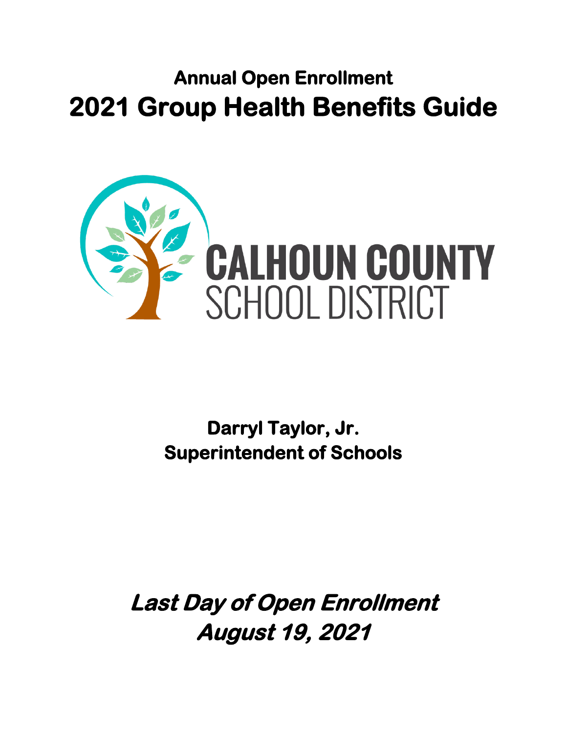## Annual Open Enrollment

# 2021 Group Health Benefits Guide

**CALHOUN COUNTY**
SCHOOL DISTRICT

**Darryl Taylor, Jr.**
**Superintendent of Schools**

***Last Day of Open Enrollment***
***August 19, 2021***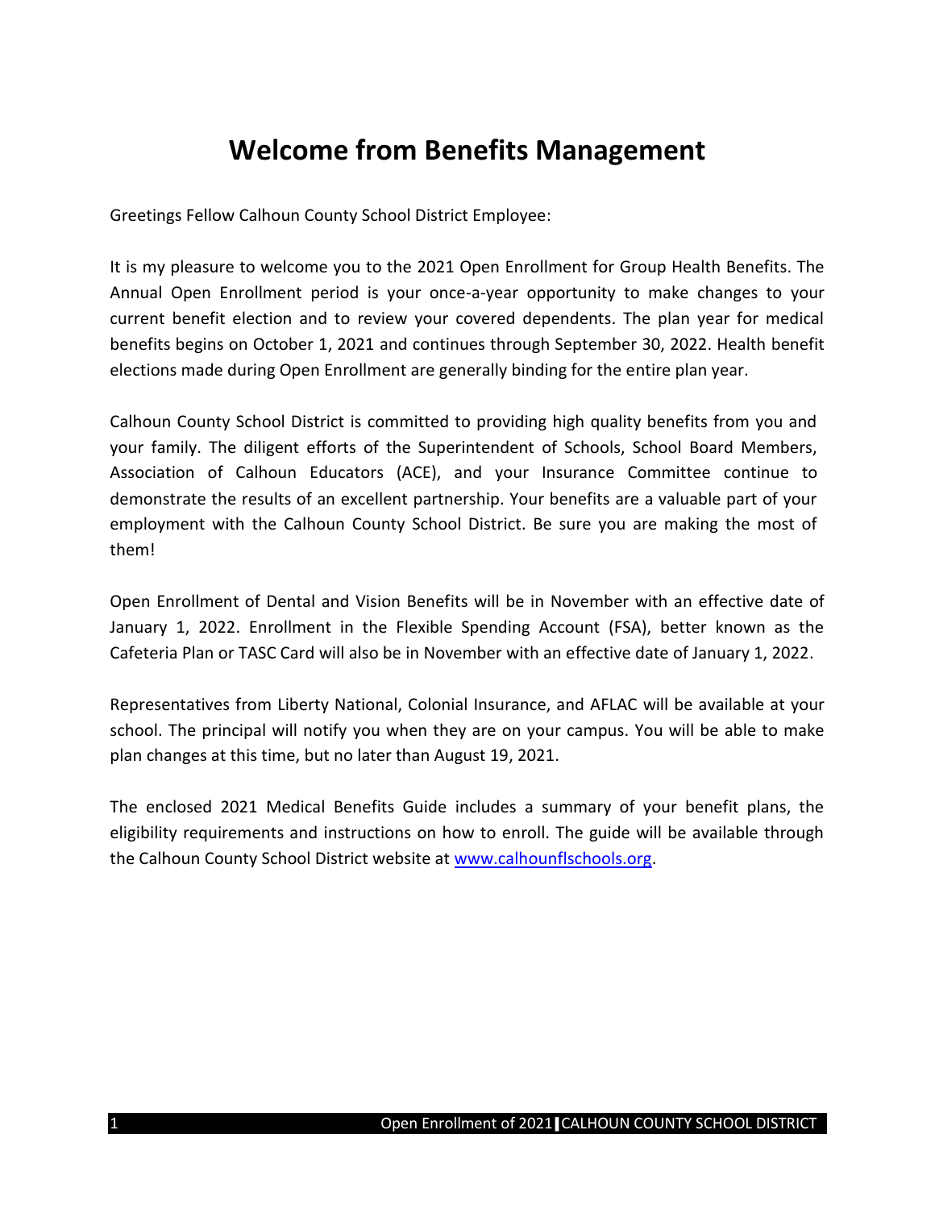# Welcome from Benefits Management

Greetings Fellow Calhoun County School District Employee:

It is my pleasure to welcome you to the 2021 Open Enrollment for Group Health Benefits. The Annual Open Enrollment period is your once-a-year opportunity to make changes to your current benefit election and to review your covered dependents. The plan year for medical benefits begins on October 1, 2021 and continues through September 30, 2022. Health benefit elections made during Open Enrollment are generally binding for the entire plan year.

Calhoun County School District is committed to providing high quality benefits from you and your family. The diligent efforts of the Superintendent of Schools, School Board Members, Association of Calhoun Educators (ACE), and your Insurance Committee continue to demonstrate the results of an excellent partnership. Your benefits are a valuable part of your employment with the Calhoun County School District. Be sure you are making the most of them!

Open Enrollment of Dental and Vision Benefits will be in November with an effective date of January 1, 2022. Enrollment in the Flexible Spending Account (FSA), better known as the Cafeteria Plan or TASC Card will also be in November with an effective date of January 1, 2022.

Representatives from Liberty National, Colonial Insurance, and AFLAC will be available at your school. The principal will notify you when they are on your campus. You will be able to make plan changes at this time, but no later than August 19, 2021.

The enclosed 2021 Medical Benefits Guide includes a summary of your benefit plans, the eligibility requirements and instructions on how to enroll. The guide will be available through the Calhoun County School District website at [www.calhounflschools.org](www.calhounflschools.org).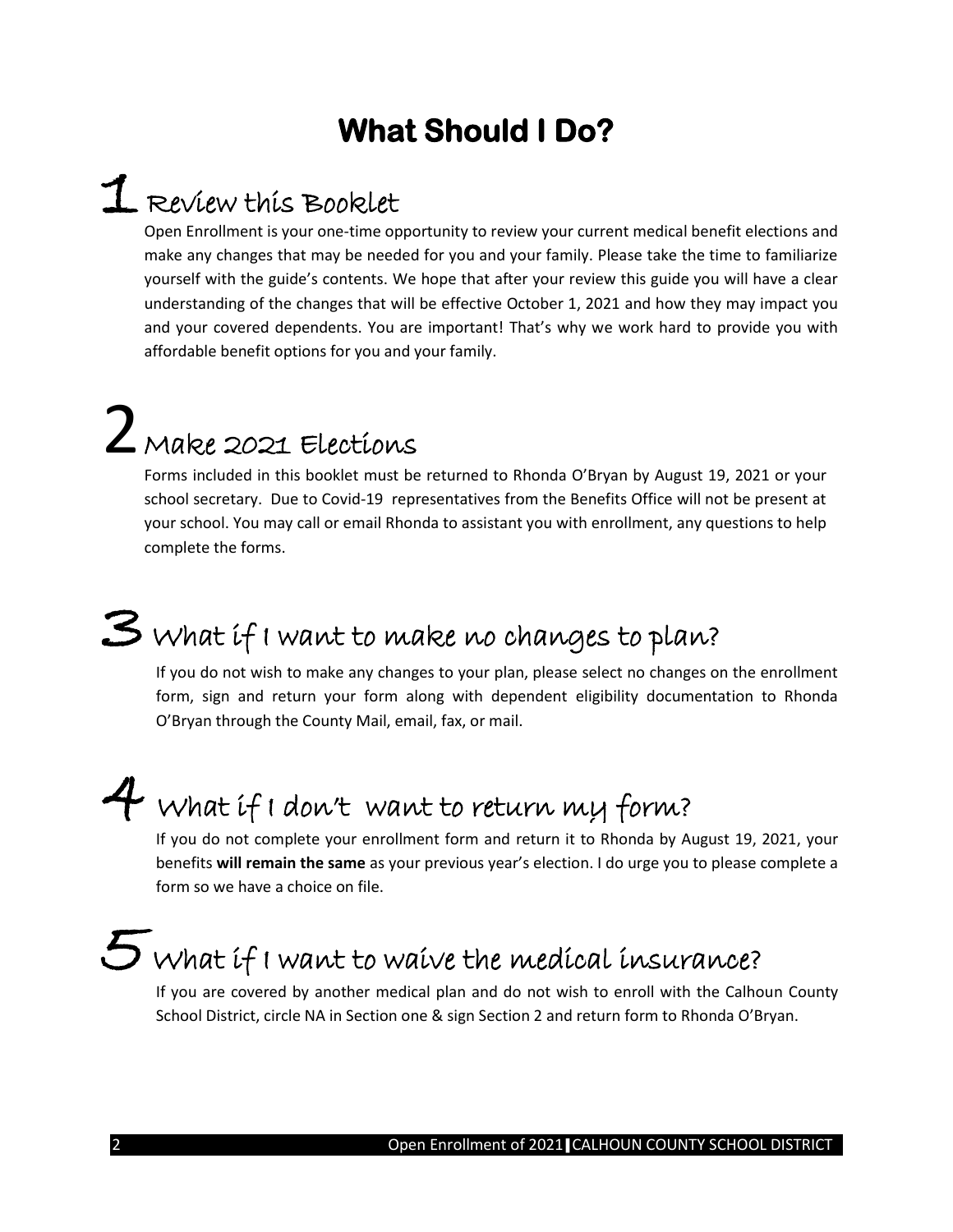# What Should I Do?

## 1 Review this Booklet

Open Enrollment is your one-time opportunity to review your current medical benefit elections and make any changes that may be needed for you and your family. Please take the time to familiarize yourself with the guide's contents. We hope that after your review this guide you will have a clear understanding of the changes that will be effective October 1, 2021 and how they may impact you and your covered dependents. You are important! That's why we work hard to provide you with affordable benefit options for you and your family.

## 2 Make 2021 Elections

Forms included in this booklet must be returned to Rhonda O'Bryan by August 19, 2021 or your school secretary. Due to Covid-19 representatives from the Benefits Office will not be present at your school. You may call or email Rhonda to assistant you with enrollment, any questions to help complete the forms.

## 3 What if I want to make no changes to plan?

If you do not wish to make any changes to your plan, please select no changes on the enrollment form, sign and return your form along with dependent eligibility documentation to Rhonda O'Bryan through the County Mail, email, fax, or mail.

## 4 What if I don't want to return my form?

If you do not complete your enrollment form and return it to Rhonda by August 19, 2021, your benefits **will remain the same** as your previous year's election. I do urge you to please complete a form so we have a choice on file.

## 5 What if I want to waive the medical insurance?

If you are covered by another medical plan and do not wish to enroll with the Calhoun County School District, circle NA in Section one & sign Section 2 and return form to Rhonda O'Bryan.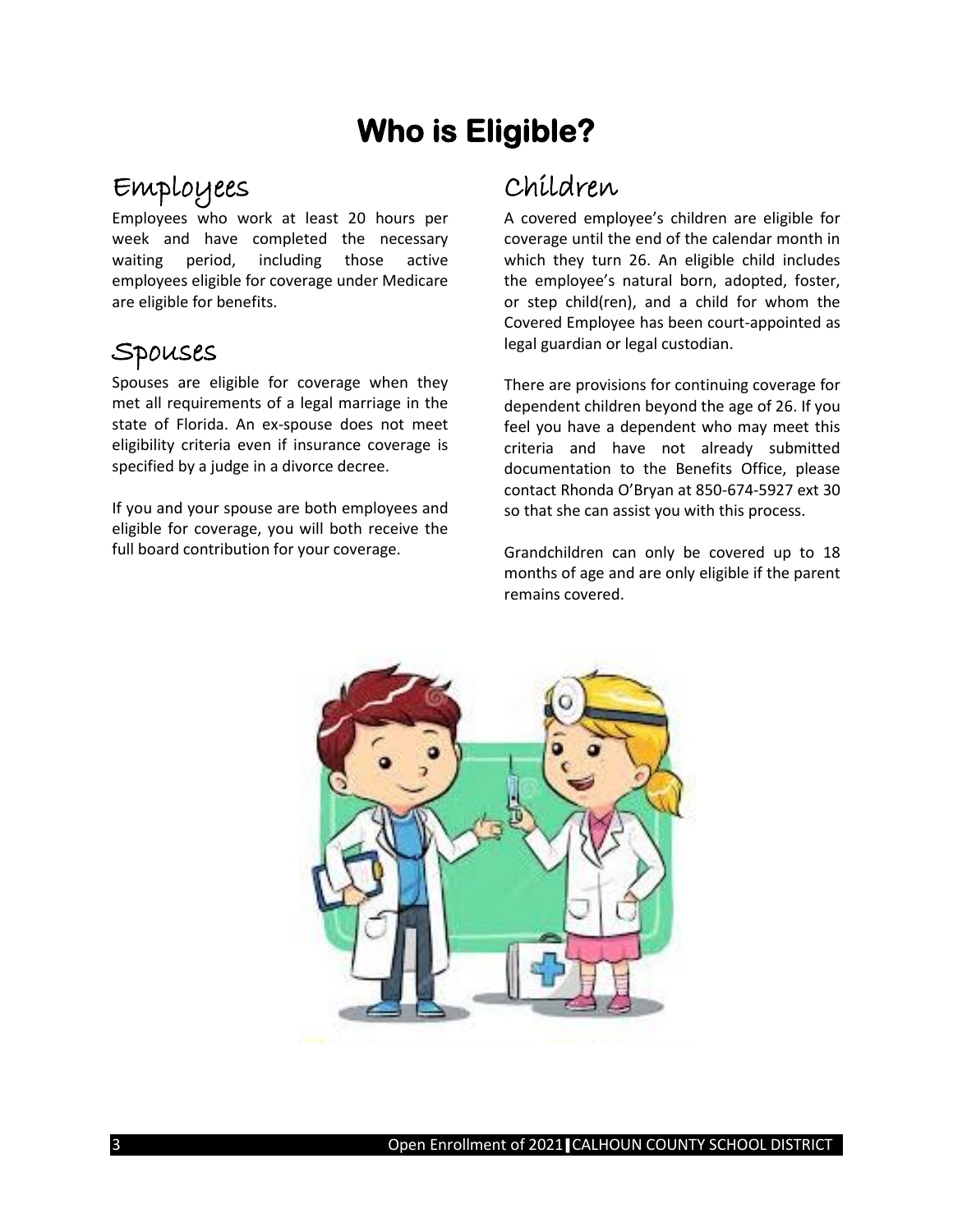# Who is Eligible?

## Employees

Employees who work at least 20 hours per week and have completed the necessary waiting period, including those active employees eligible for coverage under Medicare are eligible for benefits.

## Spouses

Spouses are eligible for coverage when they met all requirements of a legal marriage in the state of Florida. An ex-spouse does not meet eligibility criteria even if insurance coverage is specified by a judge in a divorce decree.

If you and your spouse are both employees and eligible for coverage, you will both receive the full board contribution for your coverage.

## Children

A covered employee's children are eligible for coverage until the end of the calendar month in which they turn 26. An eligible child includes the employee's natural born, adopted, foster, or step child(ren), and a child for whom the Covered Employee has been court-appointed as legal guardian or legal custodian.

There are provisions for continuing coverage for dependent children beyond the age of 26. If you feel you have a dependent who may meet this criteria and have not already submitted documentation to the Benefits Office, please contact Rhonda O'Bryan at 850-674-5927 ext 30 so that she can assist you with this process.

Grandchildren can only be covered up to 18 months of age and are only eligible if the parent remains covered.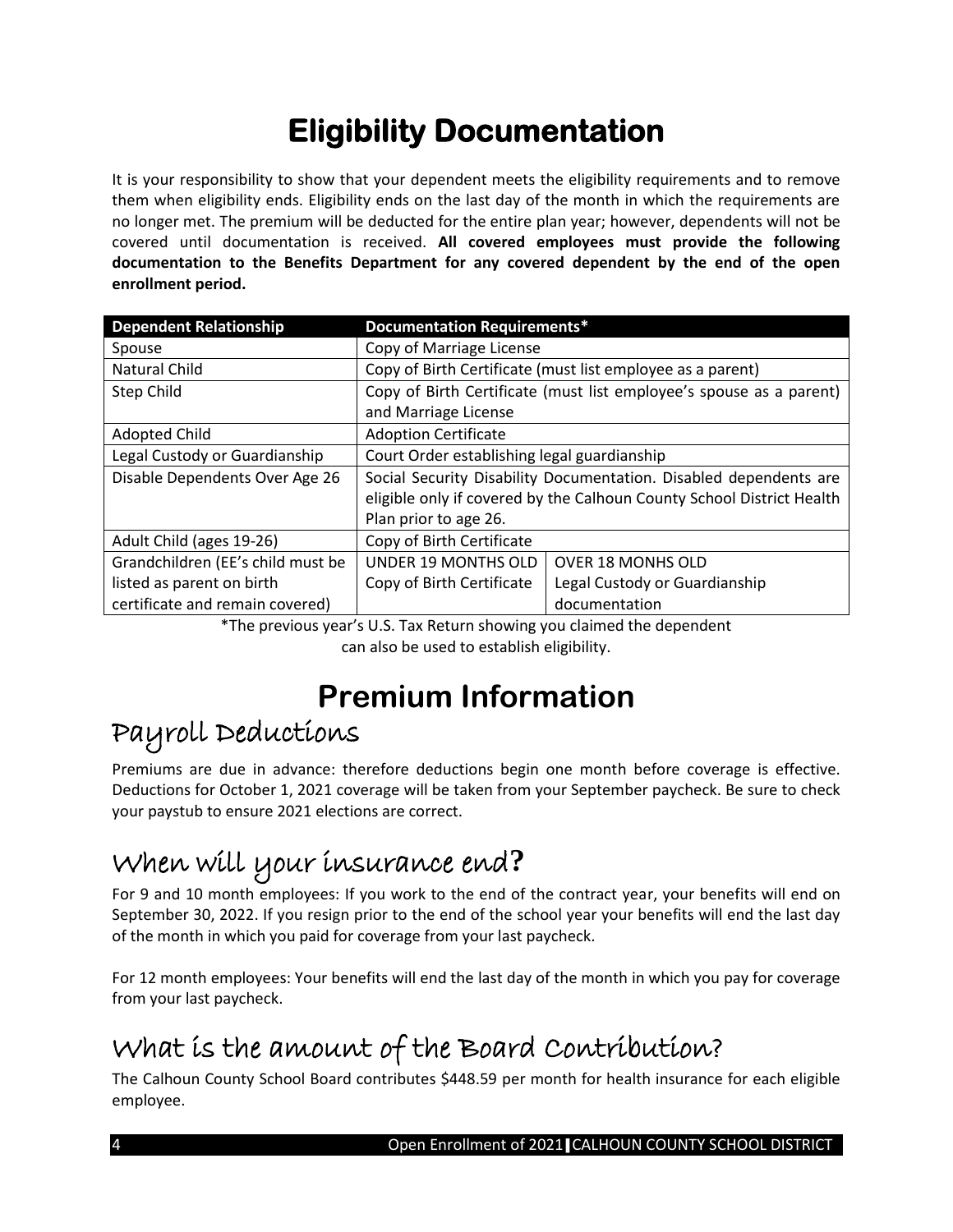# Eligibility Documentation

It is your responsibility to show that your dependent meets the eligibility requirements and to remove them when eligibility ends. Eligibility ends on the last day of the month in which the requirements are no longer met. The premium will be deducted for the entire plan year; however, dependents will not be covered until documentation is received. **All covered employees must provide the following documentation to the Benefits Department for any covered dependent by the end of the open enrollment period.**

| Dependent Relationship | Documentation Requirements* | |
|---|---|---|
| Spouse | Copy of Marriage License | |
| Natural Child | Copy of Birth Certificate (must list employee as a parent) | |
| Step Child | Copy of Birth Certificate (must list employee's spouse as a parent) and Marriage License | |
| Adopted Child | Adoption Certificate | |
| Legal Custody or Guardianship | Court Order establishing legal guardianship | |
| Disable Dependents Over Age 26 | Social Security Disability Documentation. Disabled dependents are eligible only if covered by the Calhoun County School District Health Plan prior to age 26. | |
| Adult Child (ages 19-26) | Copy of Birth Certificate | |
| Grandchildren (EE's child must be listed as parent on birth certificate and remain covered) | UNDER 19 MONTHS OLD Copy of Birth Certificate | OVER 18 MONHS OLD Legal Custody or Guardianship documentation |

*The previous year's U.S. Tax Return showing you claimed the dependent can also be used to establish eligibility.

# Premium Information

## Payroll Deductions

Premiums are due in advance: therefore deductions begin one month before coverage is effective. Deductions for October 1, 2021 coverage will be taken from your September paycheck. Be sure to check your paystub to ensure 2021 elections are correct.

## When will your insurance end?

For 9 and 10 month employees: If you work to the end of the contract year, your benefits will end on September 30, 2022. If you resign prior to the end of the school year your benefits will end the last day of the month in which you paid for coverage from your last paycheck.

For 12 month employees: Your benefits will end the last day of the month in which you pay for coverage from your last paycheck.

## What is the amount of the Board Contribution?

The Calhoun County School Board contributes $448.59 per month for health insurance for each eligible employee.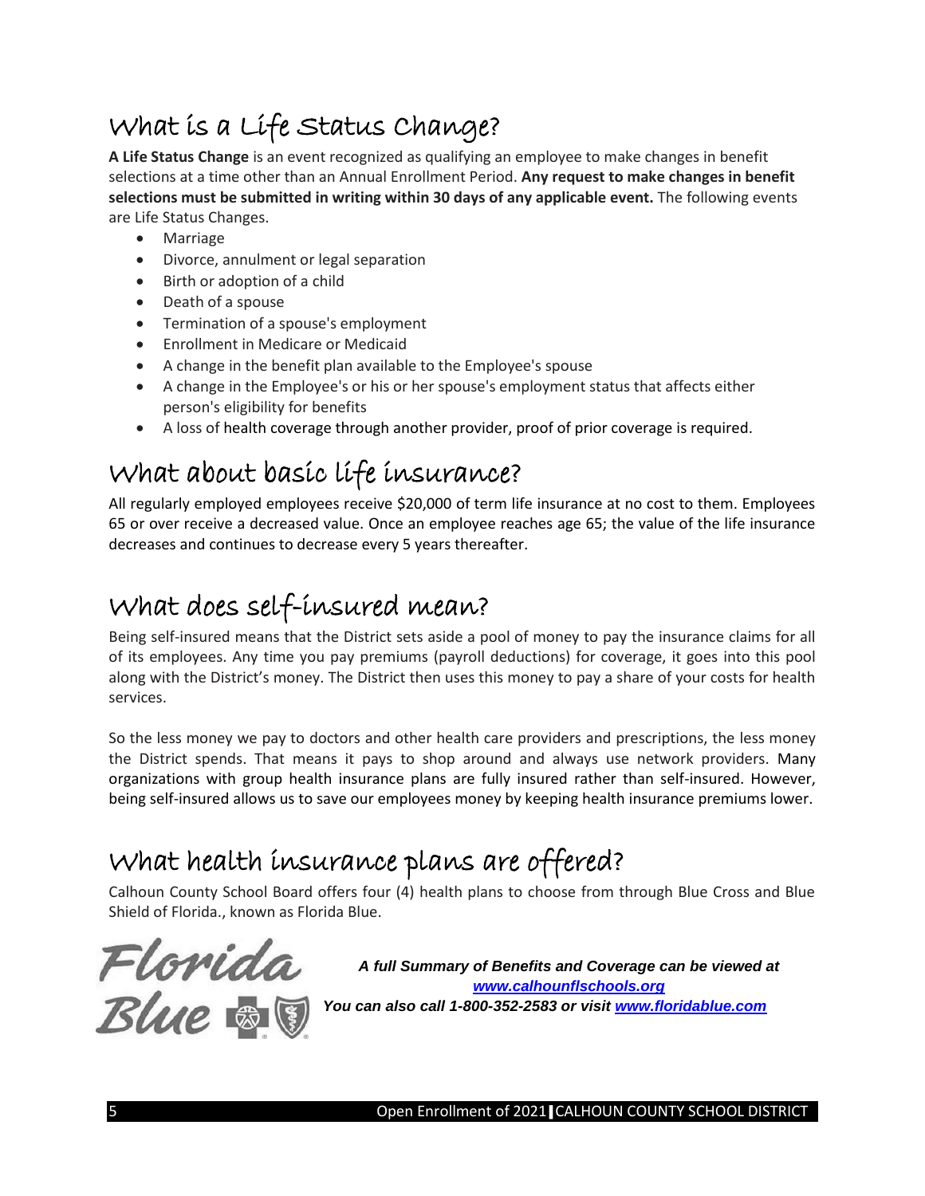## What is a Life Status Change?

**A Life Status Change** is an event recognized as qualifying an employee to make changes in benefit selections at a time other than an Annual Enrollment Period. **Any request to make changes in benefit selections must be submitted in writing within 30 days of any applicable event.** The following events are Life Status Changes.

- Marriage
- Divorce, annulment or legal separation
- Birth or adoption of a child
- Death of a spouse
- Termination of a spouse's employment
- Enrollment in Medicare or Medicaid
- A change in the benefit plan available to the Employee's spouse
- A change in the Employee's or his or her spouse's employment status that affects either person's eligibility for benefits
- A loss of health coverage through another provider, proof of prior coverage is required.

## What about basic life insurance?

All regularly employed employees receive $20,000 of term life insurance at no cost to them. Employees 65 or over receive a decreased value. Once an employee reaches age 65; the value of the life insurance decreases and continues to decrease every 5 years thereafter.

## What does self-insured mean?

Being self-insured means that the District sets aside a pool of money to pay the insurance claims for all of its employees. Any time you pay premiums (payroll deductions) for coverage, it goes into this pool along with the District's money. The District then uses this money to pay a share of your costs for health services.

So the less money we pay to doctors and other health care providers and prescriptions, the less money the District spends. That means it pays to shop around and always use network providers. Many organizations with group health insurance plans are fully insured rather than self-insured. However, being self-insured allows us to save our employees money by keeping health insurance premiums lower.

## What health insurance plans are offered?

Calhoun County School Board offers four (4) health plans to choose from through Blue Cross and Blue Shield of Florida., known as Florida Blue.

Florida Blue

***A full Summary of Benefits and Coverage can be viewed at [www.calhounflschools.org](http://www.calhounflschools.org)***
***You can also call 1-800-352-2583 or visit [www.floridablue.com](http://www.floridablue.com)***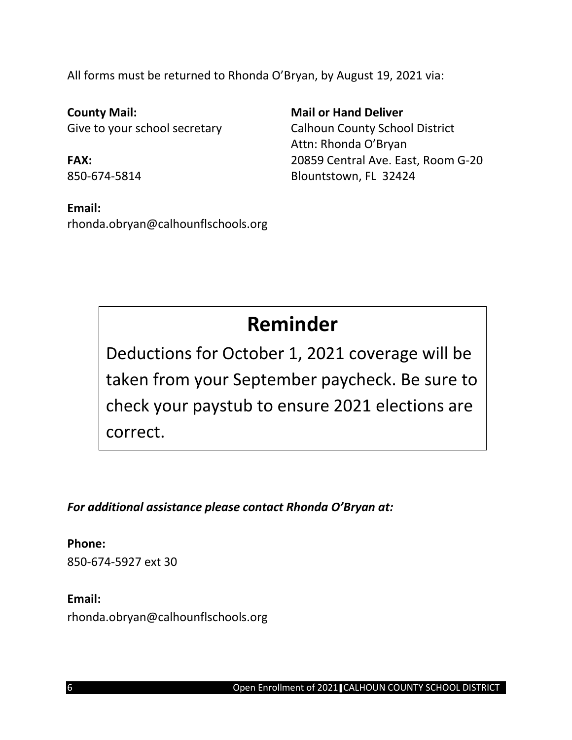All forms must be returned to Rhonda O'Bryan, by August 19, 2021 via:

**County Mail:**
Give to your school secretary

**FAX:**
850-674-5814

**Email:**
rhonda.obryan@calhounflschools.org

**Mail or Hand Deliver**
Calhoun County School District
Attn: Rhonda O'Bryan
20859 Central Ave. East, Room G-20
Blountstown, FL 32424

## Reminder

Deductions for October 1, 2021 coverage will be taken from your September paycheck. Be sure to check your paystub to ensure 2021 elections are correct.

***For additional assistance please contact Rhonda O'Bryan at:***

**Phone:**
850-674-5927 ext 30

**Email:**
rhonda.obryan@calhounflschools.org